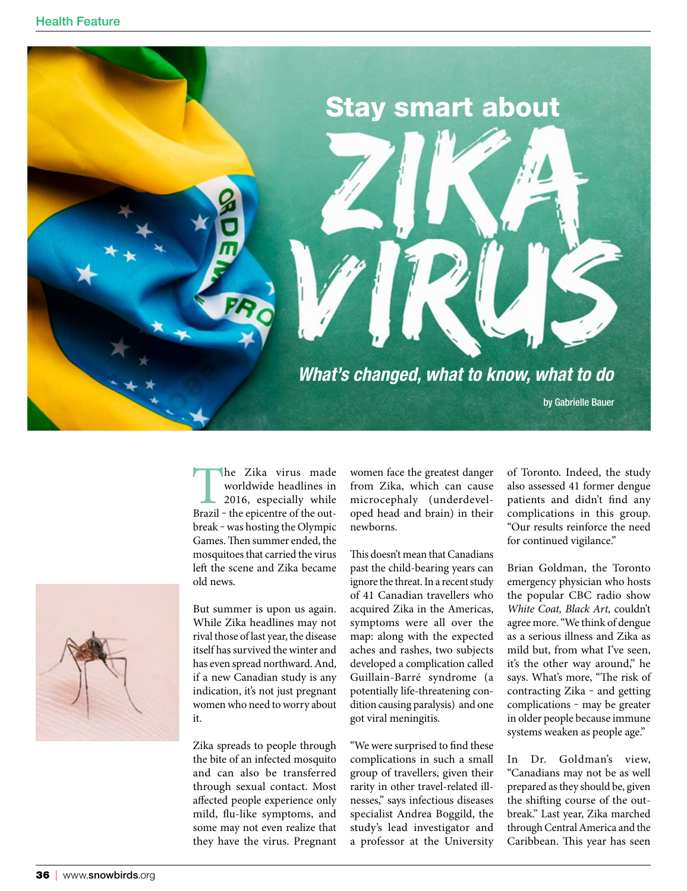# Stay smart about ZIKA VIRUS

*What's changed, what to know, what to do*

by Gabrielle Bauer

The Zika virus made worldwide headlines in 2016, especially while Brazil – the epicentre of the outbreak – was hosting the Olympic Games. Then summer ended, the mosquitoes that carried the virus left the scene and Zika became old news.

But summer is upon us again. While Zika headlines may not rival those of last year, the disease itself has survived the winter and has even spread northward. And, if a new Canadian study is any indication, it's not just pregnant women who need to worry about it.

Zika spreads to people through the bite of an infected mosquito and can also be transferred through sexual contact. Most affected people experience only mild, flu-like symptoms, and some may not even realize that they have the virus. Pregnant women face the greatest danger from Zika, which can cause microcephaly (underdeveloped head and brain) in their newborns.

This doesn't mean that Canadians past the child-bearing years can ignore the threat. In a recent study of 41 Canadian travellers who acquired Zika in the Americas, symptoms were all over the map: along with the expected aches and rashes, two subjects developed a complication called Guillain-Barré syndrome (a potentially life-threatening condition causing paralysis) and one got viral meningitis.

"We were surprised to find these complications in such a small group of travellers, given their rarity in other travel-related illnesses," says infectious diseases specialist Andrea Boggild, the study's lead investigator and a professor at the University of Toronto. Indeed, the study also assessed 41 former dengue patients and didn't find any complications in this group. "Our results reinforce the need for continued vigilance."

Brian Goldman, the Toronto emergency physician who hosts the popular CBC radio show *White Coat, Black Art,* couldn't agree more. "We think of dengue as a serious illness and Zika as mild but, from what I've seen, it's the other way around," he says. What's more, "The risk of contracting Zika – and getting complications – may be greater in older people because immune systems weaken as people age."

In Dr. Goldman's view, "Canadians may not be as well prepared as they should be, given the shifting course of the outbreak." Last year, Zika marched through Central America and the Caribbean. This year has seen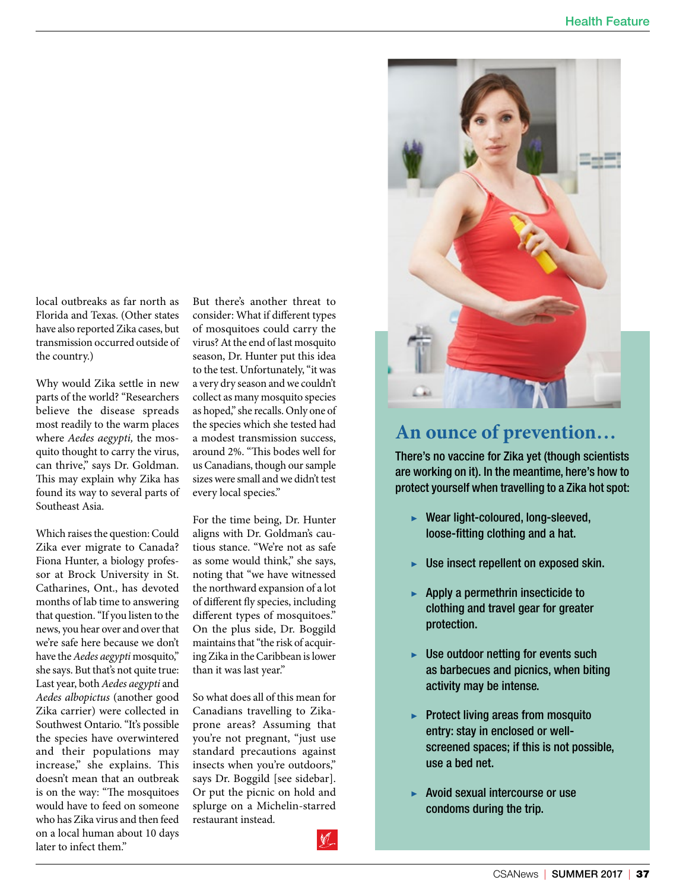local outbreaks as far north as Florida and Texas. (Other states have also reported Zika cases, but transmission occurred outside of the country.)

Why would Zika settle in new parts of the world? "Researchers believe the disease spreads most readily to the warm places where *Aedes aegypti,* the mosquito thought to carry the virus, can thrive," says Dr. Goldman. This may explain why Zika has found its way to several parts of Southeast Asia.

Which raises the question: Could Zika ever migrate to Canada? Fiona Hunter, a biology professor at Brock University in St. Catharines, Ont., has devoted months of lab time to answering that question. "If you listen to the news, you hear over and over that we're safe here because we don't have the *Aedes aegypti* mosquito," she says. But that's not quite true: Last year, both *Aedes aegypti* and *Aedes albopictus* (another good Zika carrier) were collected in Southwest Ontario. "It's possible the species have overwintered and their populations may increase," she explains. This doesn't mean that an outbreak is on the way: "The mosquitoes would have to feed on someone who has Zika virus and then feed on a local human about 10 days later to infect them."

But there's another threat to consider: What if different types of mosquitoes could carry the virus? At the end of last mosquito season, Dr. Hunter put this idea to the test. Unfortunately, "it was a very dry season and we couldn't collect as many mosquito species as hoped," she recalls. Only one of the species which she tested had a modest transmission success, around 2%. "This bodes well for us Canadians, though our sample sizes were small and we didn't test every local species."

For the time being, Dr. Hunter aligns with Dr. Goldman's cautious stance. "We're not as safe as some would think," she says, noting that "we have witnessed the northward expansion of a lot of different fly species, including different types of mosquitoes." On the plus side, Dr. Boggild maintains that "the risk of acquiring Zika in the Caribbean is lower than it was last year."

So what does all of this mean for Canadians travelling to Zika-prone areas? Assuming that you're not pregnant, "just use standard precautions against insects when you're outdoors," says Dr. Boggild [see sidebar]. Or put the picnic on hold and splurge on a Michelin-starred restaurant instead.

## An ounce of prevention…

**There's no vaccine for Zika yet (though scientists are working on it). In the meantime, here's how to protect yourself when travelling to a Zika hot spot:**

- Wear light-coloured, long-sleeved, loose-fitting clothing and a hat.
- Use insect repellent on exposed skin.
- Apply a permethrin insecticide to clothing and travel gear for greater protection.
- Use outdoor netting for events such as barbecues and picnics, when biting activity may be intense.
- Protect living areas from mosquito entry: stay in enclosed or well-screened spaces; if this is not possible, use a bed net.
- Avoid sexual intercourse or use condoms during the trip.